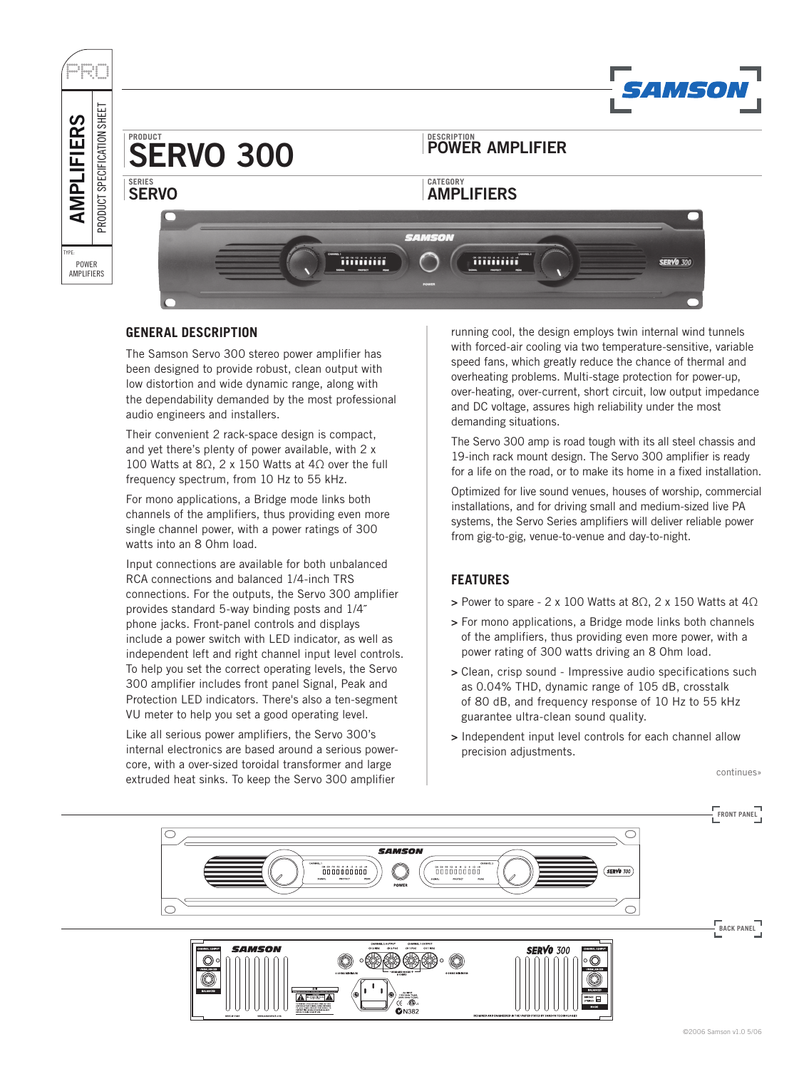PRO

# AMPLIFIERS

PRODUCT SPECIFICATION SHEET

TYPE: POWER AMPLIFIERS

SAMSON

PRODUCT
# SERVO 300

DESCRIPTION
**POWER AMPLIFIER**

SERIES
**SERVO**

CATEGORY
**AMPLIFIERS**

## GENERAL DESCRIPTION

The Samson Servo 300 stereo power amplifier has been designed to provide robust, clean output with low distortion and wide dynamic range, along with the dependability demanded by the most professional audio engineers and installers.

Their convenient 2 rack-space design is compact, and yet there's plenty of power available, with 2 x 100 Watts at 8Ω, 2 x 150 Watts at 4Ω over the full frequency spectrum, from 10 Hz to 55 kHz.

For mono applications, a Bridge mode links both channels of the amplifiers, thus providing even more single channel power, with a power ratings of 300 watts into an 8 Ohm load.

Input connections are available for both unbalanced RCA connections and balanced 1/4-inch TRS connections. For the outputs, the Servo 300 amplifier provides standard 5-way binding posts and 1/4˝ phone jacks. Front-panel controls and displays include a power switch with LED indicator, as well as independent left and right channel input level controls. To help you set the correct operating levels, the Servo 300 amplifier includes front panel Signal, Peak and Protection LED indicators. There's also a ten-segment VU meter to help you set a good operating level.

Like all serious power amplifiers, the Servo 300's internal electronics are based around a serious power-core, with a over-sized toroidal transformer and large extruded heat sinks. To keep the Servo 300 amplifier running cool, the design employs twin internal wind tunnels with forced-air cooling via two temperature-sensitive, variable speed fans, which greatly reduce the chance of thermal and overheating problems. Multi-stage protection for power-up, over-heating, over-current, short circuit, low output impedance and DC voltage, assures high reliability under the most demanding situations.

The Servo 300 amp is road tough with its all steel chassis and 19-inch rack mount design. The Servo 300 amplifier is ready for a life on the road, or to make its home in a fixed installation.

Optimized for live sound venues, houses of worship, commercial installations, and for driving small and medium-sized live PA systems, the Servo Series amplifiers will deliver reliable power from gig-to-gig, venue-to-venue and day-to-night.

## FEATURES

> Power to spare - 2 x 100 Watts at 8Ω, 2 x 150 Watts at 4Ω

> For mono applications, a Bridge mode links both channels of the amplifiers, thus providing even more power, with a power rating of 300 watts driving an 8 Ohm load.

> Clean, crisp sound - Impressive audio specifications such as 0.04% THD, dynamic range of 105 dB, crosstalk of 80 dB, and frequency response of 10 Hz to 55 kHz guarantee ultra-clean sound quality.

> Independent input level controls for each channel allow precision adjustments.

continues»

FRONT PANEL

BACK PANEL

©2006 Samson v1.0 5/06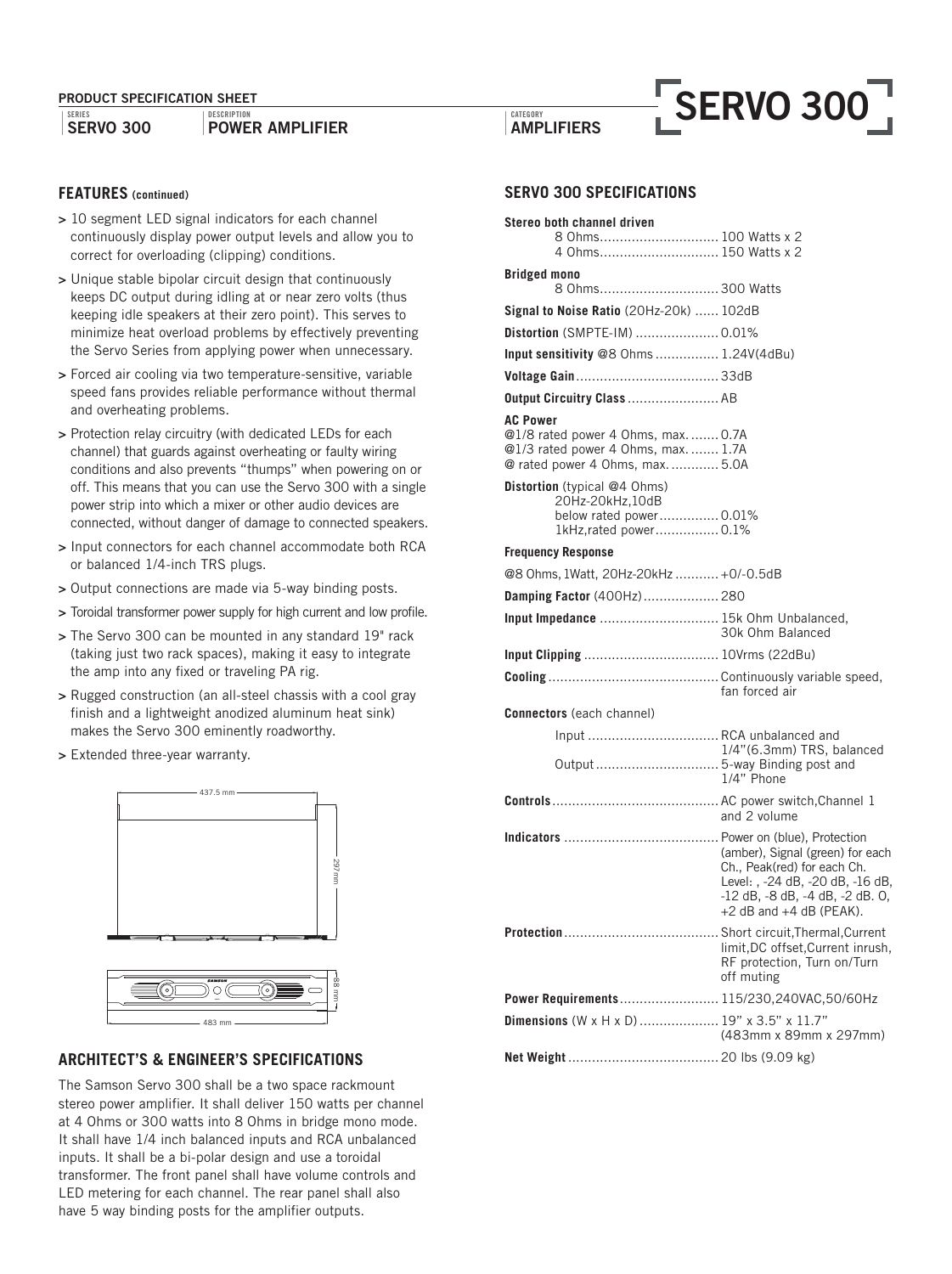PRODUCT SPECIFICATION SHEET

SERIES **SERVO 300** | DESCRIPTION **POWER AMPLIFIER** | CATEGORY **AMPLIFIERS**

# SERVO 300

## FEATURES (continued)

- 10 segment LED signal indicators for each channel continuously display power output levels and allow you to correct for overloading (clipping) conditions.
- Unique stable bipolar circuit design that continuously keeps DC output during idling at or near zero volts (thus keeping idle speakers at their zero point). This serves to minimize heat overload problems by effectively preventing the Servo Series from applying power when unnecessary.
- Forced air cooling via two temperature-sensitive, variable speed fans provides reliable performance without thermal and overheating problems.
- Protection relay circuitry (with dedicated LEDs for each channel) that guards against overheating or faulty wiring conditions and also prevents "thumps" when powering on or off. This means that you can use the Servo 300 with a single power strip into which a mixer or other audio devices are connected, without danger of damage to connected speakers.
- Input connectors for each channel accommodate both RCA or balanced 1/4-inch TRS plugs.
- Output connections are made via 5-way binding posts.
- Toroidal transformer power supply for high current and low profile.
- The Servo 300 can be mounted in any standard 19" rack (taking just two rack spaces), making it easy to integrate the amp into any fixed or traveling PA rig.
- Rugged construction (an all-steel chassis with a cool gray finish and a lightweight anodized aluminum heat sink) makes the Servo 300 eminently roadworthy.
- Extended three-year warranty.

437.5 mm

297mm

88 mm

483 mm

## ARCHITECT'S & ENGINEER'S SPECIFICATIONS

The Samson Servo 300 shall be a two space rackmount stereo power amplifier. It shall deliver 150 watts per channel at 4 Ohms or 300 watts into 8 Ohms in bridge mono mode. It shall have 1/4 inch balanced inputs and RCA unbalanced inputs. It shall be a bi-polar design and use a toroidal transformer. The front panel shall have volume controls and LED metering for each channel. The rear panel shall also have 5 way binding posts for the amplifier outputs.

## SERVO 300 SPECIFICATIONS

**Stereo both channel driven**
- 8 Ohms .......... 100 Watts x 2
- 4 Ohms .......... 150 Watts x 2

**Bridged mono**
- 8 Ohms .......... 300 Watts

**Signal to Noise Ratio** (20Hz-20k) .......... 102dB

**Distortion** (SMPTE-IM) .......... 0.01%

**Input sensitivity** @8 Ohms .......... 1.24V(4dBu)

**Voltage Gain** .......... 33dB

**Output Circuitry Class** .......... AB

**AC Power**
- @1/8 rated power 4 Ohms, max. .......... 0.7A
- @1/3 rated power 4 Ohms, max. .......... 1.7A
- @ rated power 4 Ohms, max. .......... 5.0A

**Distortion** (typical @4 Ohms)
- 20Hz-20kHz,10dB below rated power .......... 0.01%
- 1kHz,rated power .......... 0.1%

**Frequency Response**

@8 Ohms, 1Watt, 20Hz-20kHz .......... +0/-0.5dB

**Damping Factor** (400Hz) .......... 280

**Input Impedance** .......... 15k Ohm Unbalanced, 30k Ohm Balanced

**Input Clipping** .......... 10Vrms (22dBu)

**Cooling** .......... Continuously variable speed, fan forced air

**Connectors** (each channel)
- Input .......... RCA unbalanced and 1/4"(6.3mm) TRS, balanced
- Output .......... 5-way Binding post and 1/4" Phone

**Controls** .......... AC power switch,Channel 1 and 2 volume

**Indicators** .......... Power on (blue), Protection (amber), Signal (green) for each Ch., Peak(red) for each Ch. Level: , -24 dB, -20 dB, -16 dB, -12 dB, -8 dB, -4 dB, -2 dB. O, +2 dB and +4 dB (PEAK).

**Protection** .......... Short circuit,Thermal,Current limit,DC offset,Current inrush, RF protection, Turn on/Turn off muting

**Power Requirements** .......... 115/230,240VAC,50/60Hz

**Dimensions** (W x H x D) .......... 19" x 3.5" x 11.7" (483mm x 89mm x 297mm)

**Net Weight** .......... 20 lbs (9.09 kg)